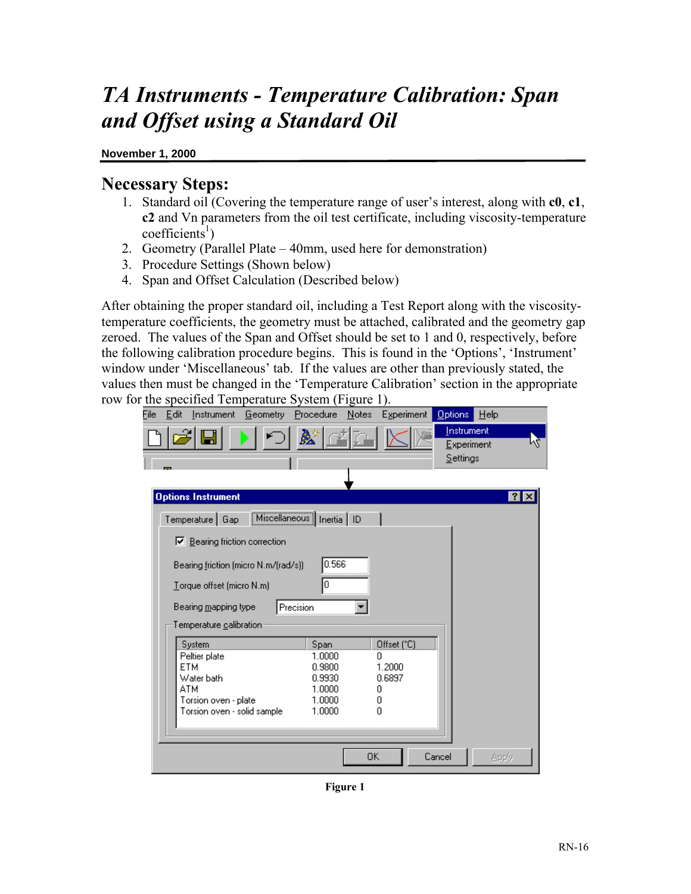# *TA Instruments - Temperature Calibration: Span and Offset using a Standard Oil*

**November 1, 2000**

## Necessary Steps:

1. Standard oil (Covering the temperature range of user's interest, along with **c0**, **c1**, **c2** and Vn parameters from the oil test certificate, including viscosity-temperature coefficients[1])
2. Geometry (Parallel Plate – 40mm, used here for demonstration)
3. Procedure Settings (Shown below)
4. Span and Offset Calculation (Described below)

After obtaining the proper standard oil, including a Test Report along with the viscosity-temperature coefficients, the geometry must be attached, calibrated and the geometry gap zeroed. The values of the Span and Offset should be set to 1 and 0, respectively, before the following calibration procedure begins. This is found in the 'Options', 'Instrument' window under 'Miscellaneous' tab. If the values are other than previously stated, the values then must be changed in the 'Temperature Calibration' section in the appropriate row for the specified Temperature System (Figure 1).

File Edit Instrument Geometry Procedure Notes Experiment Options Help

Instrument
Experiment
Settings

**Options Instrument**

Temperature | Gap | Miscellaneous | Inertia | ID

☑ Bearing friction correction

Bearing friction (micro N.m/(rad/s)) 0.566

Torque offset (micro N.m) 0

Bearing mapping type: Precision

Temperature calibration

| System | Span | Offset (°C) |
|---|---|---|
| Peltier plate | 1.0000 | 0 |
| ETM | 0.9800 | 1.2000 |
| Water bath | 0.9930 | 0.6897 |
| ATM | 1.0000 | 0 |
| Torsion oven - plate | 1.0000 | 0 |
| Torsion oven - solid sample | 1.0000 | 0 |

OK | Cancel | Apply

**Figure 1**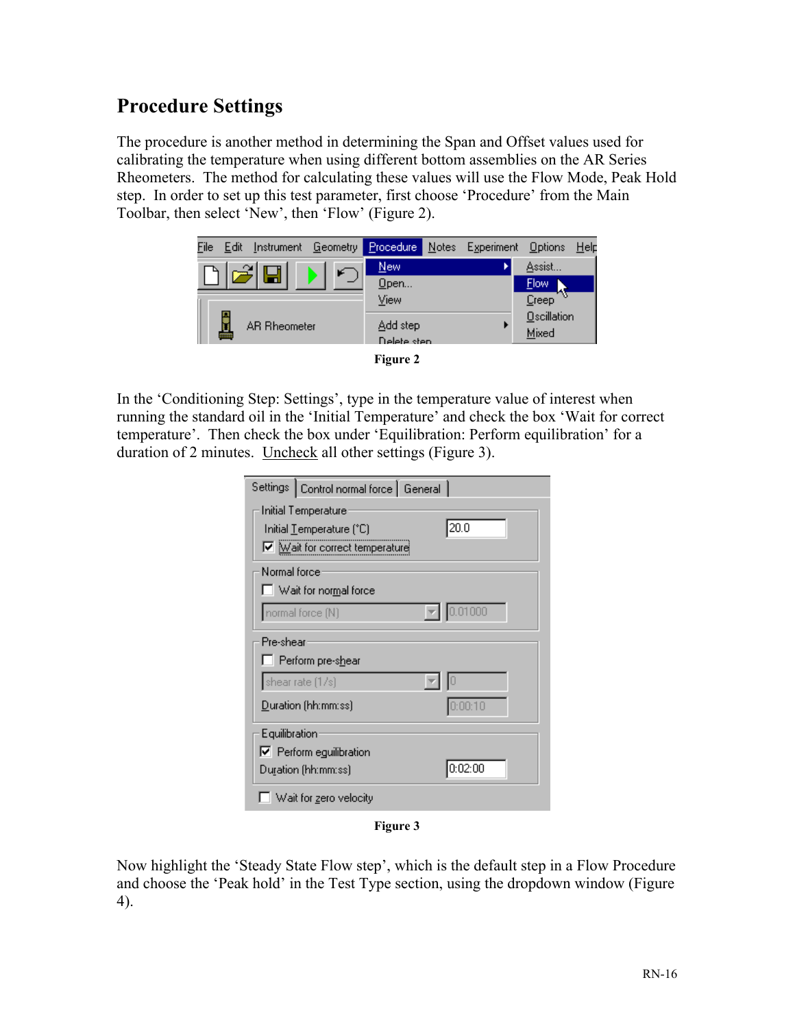## Procedure Settings

The procedure is another method in determining the Span and Offset values used for calibrating the temperature when using different bottom assemblies on the AR Series Rheometers. The method for calculating these values will use the Flow Mode, Peak Hold step. In order to set up this test parameter, first choose 'Procedure' from the Main Toolbar, then select 'New', then 'Flow' (Figure 2).

**Figure 2**

In the 'Conditioning Step: Settings', type in the temperature value of interest when running the standard oil in the 'Initial Temperature' and check the box 'Wait for correct temperature'. Then check the box under 'Equilibration: Perform equilibration' for a duration of 2 minutes. Uncheck all other settings (Figure 3).

**Figure 3**

Now highlight the 'Steady State Flow step', which is the default step in a Flow Procedure and choose the 'Peak hold' in the Test Type section, using the dropdown window (Figure 4).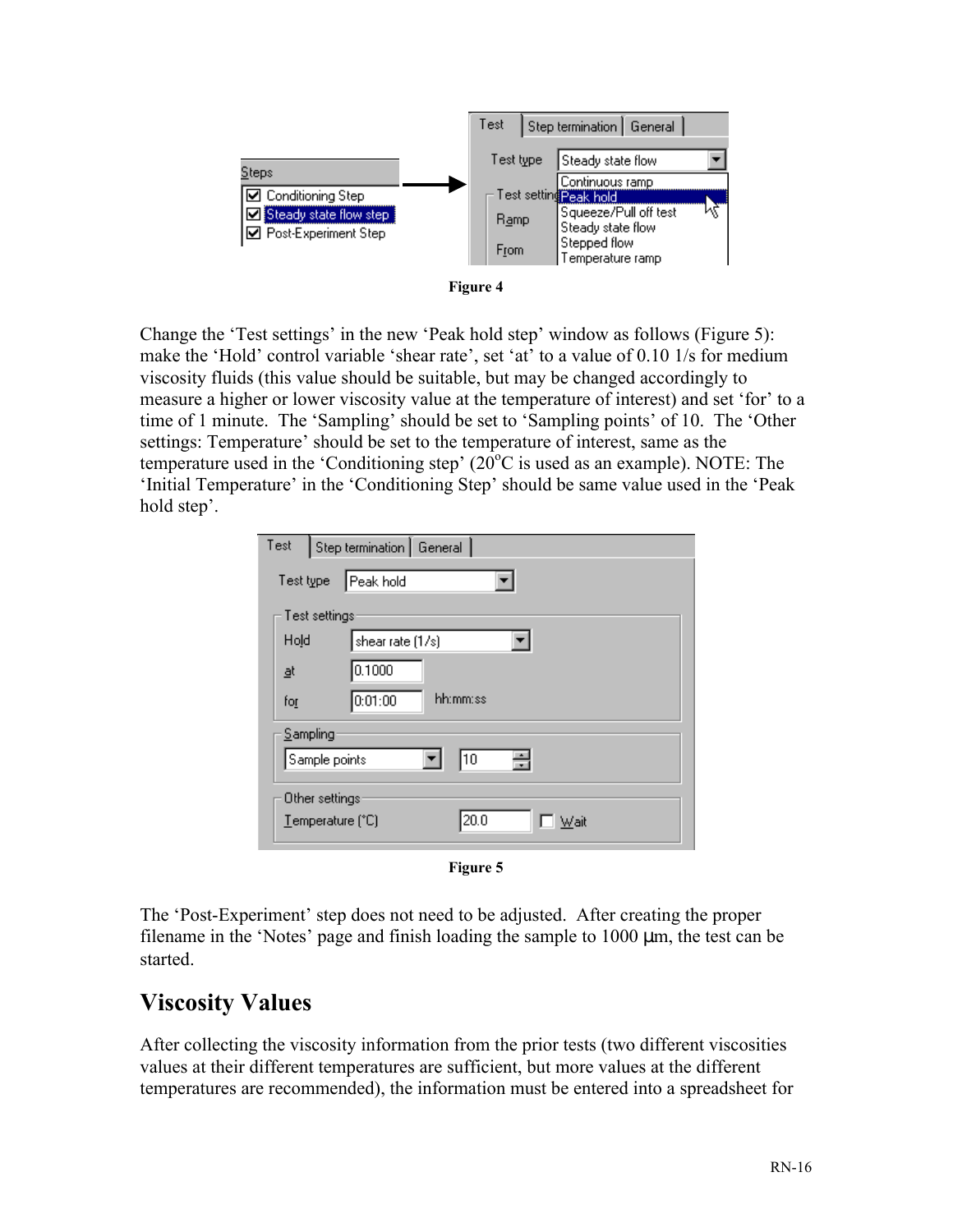Figure 4

Change the 'Test settings' in the new 'Peak hold step' window as follows (Figure 5): make the 'Hold' control variable 'shear rate', set 'at' to a value of 0.10 1/s for medium viscosity fluids (this value should be suitable, but may be changed accordingly to measure a higher or lower viscosity value at the temperature of interest) and set 'for' to a time of 1 minute. The 'Sampling' should be set to 'Sampling points' of 10. The 'Other settings: Temperature' should be set to the temperature of interest, same as the temperature used in the 'Conditioning step' (20°C is used as an example). NOTE: The 'Initial Temperature' in the 'Conditioning Step' should be same value used in the 'Peak hold step'.

Figure 5

The 'Post-Experiment' step does not need to be adjusted. After creating the proper filename in the 'Notes' page and finish loading the sample to 1000 μm, the test can be started.

## Viscosity Values

After collecting the viscosity information from the prior tests (two different viscosities values at their different temperatures are sufficient, but more values at the different temperatures are recommended), the information must be entered into a spreadsheet for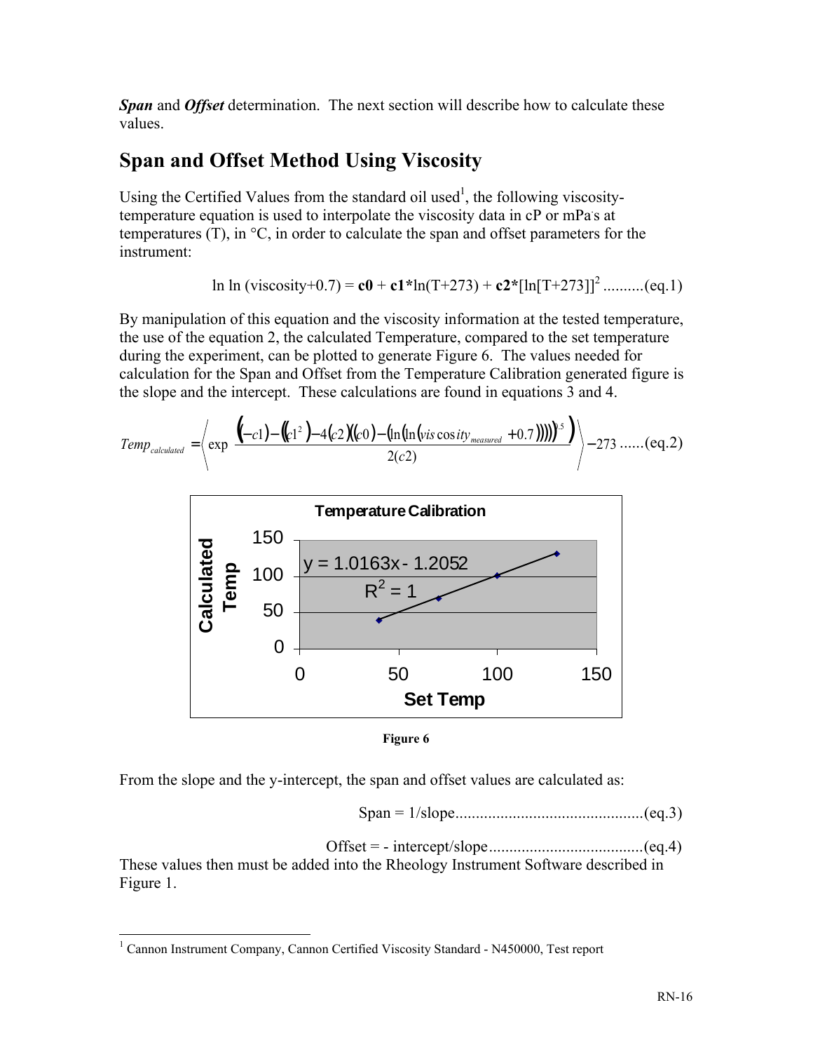***Span*** and ***Offset*** determination. The next section will describe how to calculate these values.

## Span and Offset Method Using Viscosity

Using the Certified Values from the standard oil used[1], the following viscosity-temperature equation is used to interpolate the viscosity data in cP or mPa·s at temperatures (T), in °C, in order to calculate the span and offset parameters for the instrument:

$$\ln \ln (\text{viscosity}+0.7) = \mathbf{c0} + \mathbf{c1}*\ln(T+273) + \mathbf{c2}*[\ln[T+273]]^2 \text{ ..........(eq.1)}$$

By manipulation of this equation and the viscosity information at the tested temperature, the use of the equation 2, the calculated Temperature, compared to the set temperature during the experiment, can be plotted to generate Figure 6. The values needed for calculation for the Span and Offset from the Temperature Calibration generated figure is the slope and the intercept. These calculations are found in equations 3 and 4.

$$Temp_{calculated} = \left\langle \exp \frac{\left((-c1)-\left((c1^2)-4(c2)((c0)-(\ln(\ln(viscosity_{measured}+0.7))))\right)^{.5}\right)}{2(c2)} \right\rangle - 273 \text{ ......(eq.2)}$$

Temperature Calibration

y = 1.0163x - 1.2052

$R^2 = 1$

Calculated Temp

Set Temp

0
50
100
150

0
50
100
150

Figure 6

From the slope and the y-intercept, the span and offset values are calculated as:

Span = 1/slope..............................................(eq.3)

Offset = - intercept/slope.....................................(eq.4)

These values then must be added into the Rheology Instrument Software described in Figure 1.

---

[1] Cannon Instrument Company, Cannon Certified Viscosity Standard - N450000, Test report